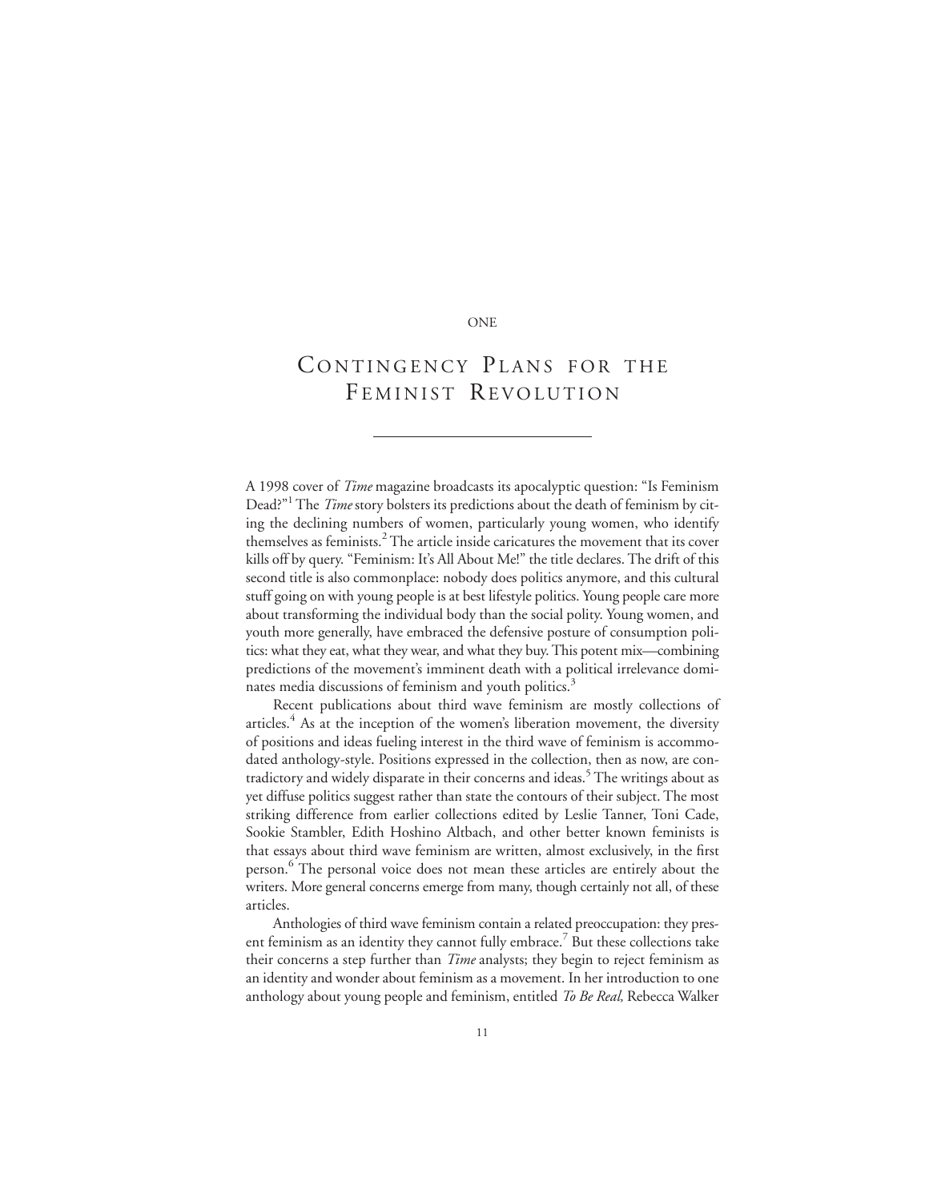ONE

# Contingency Plans for the Feminist Revolution

A 1998 cover of *Time* magazine broadcasts its apocalyptic question: "Is Feminism Dead?"[1] The *Time* story bolsters its predictions about the death of feminism by citing the declining numbers of women, particularly young women, who identify themselves as feminists.[2] The article inside caricatures the movement that its cover kills off by query. "Feminism: It's All About Me!" the title declares. The drift of this second title is also commonplace: nobody does politics anymore, and this cultural stuff going on with young people is at best lifestyle politics. Young people care more about transforming the individual body than the social polity. Young women, and youth more generally, have embraced the defensive posture of consumption politics: what they eat, what they wear, and what they buy. This potent mix—combining predictions of the movement's imminent death with a political irrelevance dominates media discussions of feminism and youth politics.[3]

Recent publications about third wave feminism are mostly collections of articles.[4] As at the inception of the women's liberation movement, the diversity of positions and ideas fueling interest in the third wave of feminism is accommodated anthology-style. Positions expressed in the collection, then as now, are contradictory and widely disparate in their concerns and ideas.[5] The writings about as yet diffuse politics suggest rather than state the contours of their subject. The most striking difference from earlier collections edited by Leslie Tanner, Toni Cade, Sookie Stambler, Edith Hoshino Altbach, and other better known feminists is that essays about third wave feminism are written, almost exclusively, in the first person.[6] The personal voice does not mean these articles are entirely about the writers. More general concerns emerge from many, though certainly not all, of these articles.

Anthologies of third wave feminism contain a related preoccupation: they present feminism as an identity they cannot fully embrace.[7] But these collections take their concerns a step further than *Time* analysts; they begin to reject feminism as an identity and wonder about feminism as a movement. In her introduction to one anthology about young people and feminism, entitled *To Be Real,* Rebecca Walker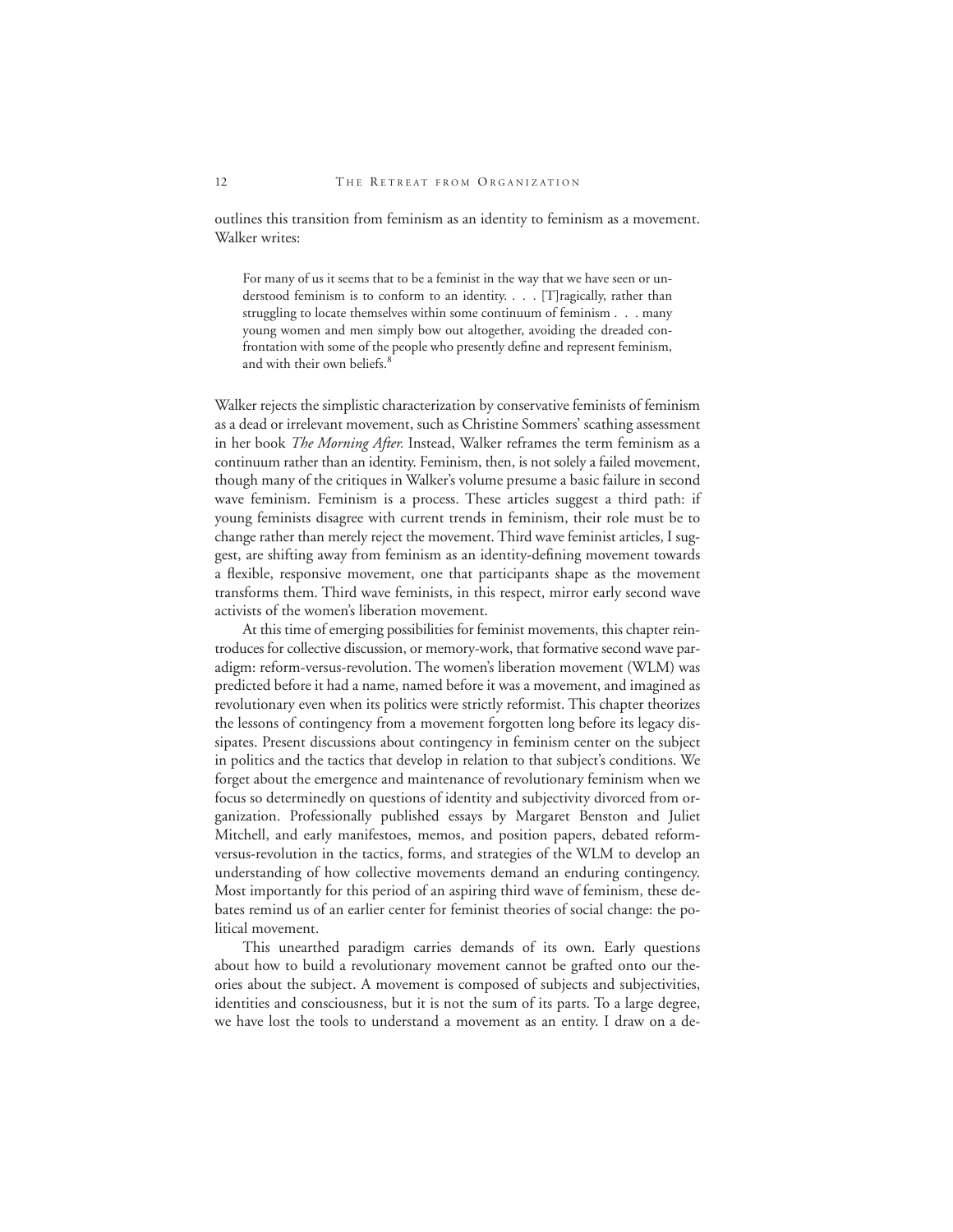outlines this transition from feminism as an identity to feminism as a movement. Walker writes:

> For many of us it seems that to be a feminist in the way that we have seen or understood feminism is to conform to an identity. . . . [T]ragically, rather than struggling to locate themselves within some continuum of feminism . . . many young women and men simply bow out altogether, avoiding the dreaded confrontation with some of the people who presently define and represent feminism, and with their own beliefs.[8]

Walker rejects the simplistic characterization by conservative feminists of feminism as a dead or irrelevant movement, such as Christine Sommers' scathing assessment in her book *The Morning After.* Instead, Walker reframes the term feminism as a continuum rather than an identity. Feminism, then, is not solely a failed movement, though many of the critiques in Walker's volume presume a basic failure in second wave feminism. Feminism is a process. These articles suggest a third path: if young feminists disagree with current trends in feminism, their role must be to change rather than merely reject the movement. Third wave feminist articles, I suggest, are shifting away from feminism as an identity-defining movement towards a flexible, responsive movement, one that participants shape as the movement transforms them. Third wave feminists, in this respect, mirror early second wave activists of the women's liberation movement.

At this time of emerging possibilities for feminist movements, this chapter reintroduces for collective discussion, or memory-work, that formative second wave paradigm: reform-versus-revolution. The women's liberation movement (WLM) was predicted before it had a name, named before it was a movement, and imagined as revolutionary even when its politics were strictly reformist. This chapter theorizes the lessons of contingency from a movement forgotten long before its legacy dissipates. Present discussions about contingency in feminism center on the subject in politics and the tactics that develop in relation to that subject's conditions. We forget about the emergence and maintenance of revolutionary feminism when we focus so determinedly on questions of identity and subjectivity divorced from organization. Professionally published essays by Margaret Benston and Juliet Mitchell, and early manifestoes, memos, and position papers, debated reform-versus-revolution in the tactics, forms, and strategies of the WLM to develop an understanding of how collective movements demand an enduring contingency. Most importantly for this period of an aspiring third wave of feminism, these debates remind us of an earlier center for feminist theories of social change: the political movement.

This unearthed paradigm carries demands of its own. Early questions about how to build a revolutionary movement cannot be grafted onto our theories about the subject. A movement is composed of subjects and subjectivities, identities and consciousness, but it is not the sum of its parts. To a large degree, we have lost the tools to understand a movement as an entity. I draw on a de-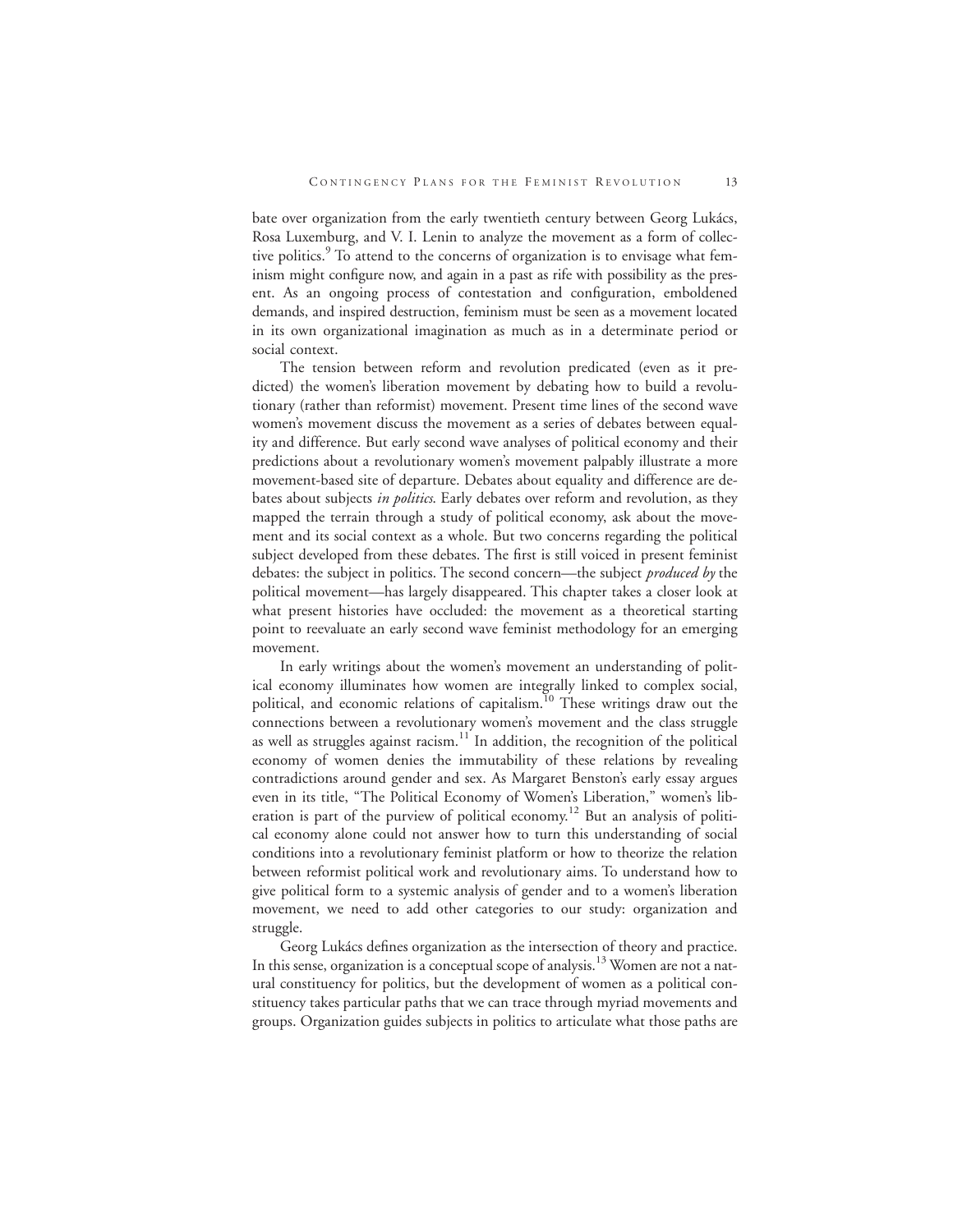bate over organization from the early twentieth century between Georg Lukács, Rosa Luxemburg, and V. I. Lenin to analyze the movement as a form of collective politics.[9] To attend to the concerns of organization is to envisage what feminism might configure now, and again in a past as rife with possibility as the present. As an ongoing process of contestation and configuration, emboldened demands, and inspired destruction, feminism must be seen as a movement located in its own organizational imagination as much as in a determinate period or social context.

The tension between reform and revolution predicated (even as it predicted) the women's liberation movement by debating how to build a revolutionary (rather than reformist) movement. Present time lines of the second wave women's movement discuss the movement as a series of debates between equality and difference. But early second wave analyses of political economy and their predictions about a revolutionary women's movement palpably illustrate a more movement-based site of departure. Debates about equality and difference are debates about subjects *in politics*. Early debates over reform and revolution, as they mapped the terrain through a study of political economy, ask about the movement and its social context as a whole. But two concerns regarding the political subject developed from these debates. The first is still voiced in present feminist debates: the subject in politics. The second concern—the subject *produced by* the political movement—has largely disappeared. This chapter takes a closer look at what present histories have occluded: the movement as a theoretical starting point to reevaluate an early second wave feminist methodology for an emerging movement.

In early writings about the women's movement an understanding of political economy illuminates how women are integrally linked to complex social, political, and economic relations of capitalism.[10] These writings draw out the connections between a revolutionary women's movement and the class struggle as well as struggles against racism.[11] In addition, the recognition of the political economy of women denies the immutability of these relations by revealing contradictions around gender and sex. As Margaret Benston's early essay argues even in its title, "The Political Economy of Women's Liberation," women's liberation is part of the purview of political economy.[12] But an analysis of political economy alone could not answer how to turn this understanding of social conditions into a revolutionary feminist platform or how to theorize the relation between reformist political work and revolutionary aims. To understand how to give political form to a systemic analysis of gender and to a women's liberation movement, we need to add other categories to our study: organization and struggle.

Georg Lukács defines organization as the intersection of theory and practice. In this sense, organization is a conceptual scope of analysis.[13] Women are not a natural constituency for politics, but the development of women as a political constituency takes particular paths that we can trace through myriad movements and groups. Organization guides subjects in politics to articulate what those paths are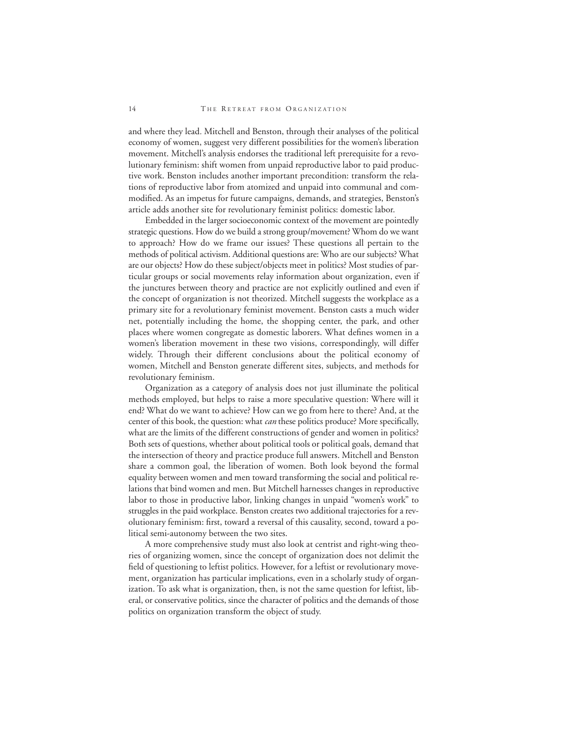and where they lead. Mitchell and Benston, through their analyses of the political economy of women, suggest very different possibilities for the women's liberation movement. Mitchell's analysis endorses the traditional left prerequisite for a revolutionary feminism: shift women from unpaid reproductive labor to paid productive work. Benston includes another important precondition: transform the relations of reproductive labor from atomized and unpaid into communal and commodified. As an impetus for future campaigns, demands, and strategies, Benston's article adds another site for revolutionary feminist politics: domestic labor.

Embedded in the larger socioeconomic context of the movement are pointedly strategic questions. How do we build a strong group/movement? Whom do we want to approach? How do we frame our issues? These questions all pertain to the methods of political activism. Additional questions are: Who are our subjects? What are our objects? How do these subject/objects meet in politics? Most studies of particular groups or social movements relay information about organization, even if the junctures between theory and practice are not explicitly outlined and even if the concept of organization is not theorized. Mitchell suggests the workplace as a primary site for a revolutionary feminist movement. Benston casts a much wider net, potentially including the home, the shopping center, the park, and other places where women congregate as domestic laborers. What defines women in a women's liberation movement in these two visions, correspondingly, will differ widely. Through their different conclusions about the political economy of women, Mitchell and Benston generate different sites, subjects, and methods for revolutionary feminism.

Organization as a category of analysis does not just illuminate the political methods employed, but helps to raise a more speculative question: Where will it end? What do we want to achieve? How can we go from here to there? And, at the center of this book, the question: what *can* these politics produce? More specifically, what are the limits of the different constructions of gender and women in politics? Both sets of questions, whether about political tools or political goals, demand that the intersection of theory and practice produce full answers. Mitchell and Benston share a common goal, the liberation of women. Both look beyond the formal equality between women and men toward transforming the social and political relations that bind women and men. But Mitchell harnesses changes in reproductive labor to those in productive labor, linking changes in unpaid "women's work" to struggles in the paid workplace. Benston creates two additional trajectories for a revolutionary feminism: first, toward a reversal of this causality, second, toward a political semi-autonomy between the two sites.

A more comprehensive study must also look at centrist and right-wing theories of organizing women, since the concept of organization does not delimit the field of questioning to leftist politics. However, for a leftist or revolutionary movement, organization has particular implications, even in a scholarly study of organization. To ask what is organization, then, is not the same question for leftist, liberal, or conservative politics, since the character of politics and the demands of those politics on organization transform the object of study.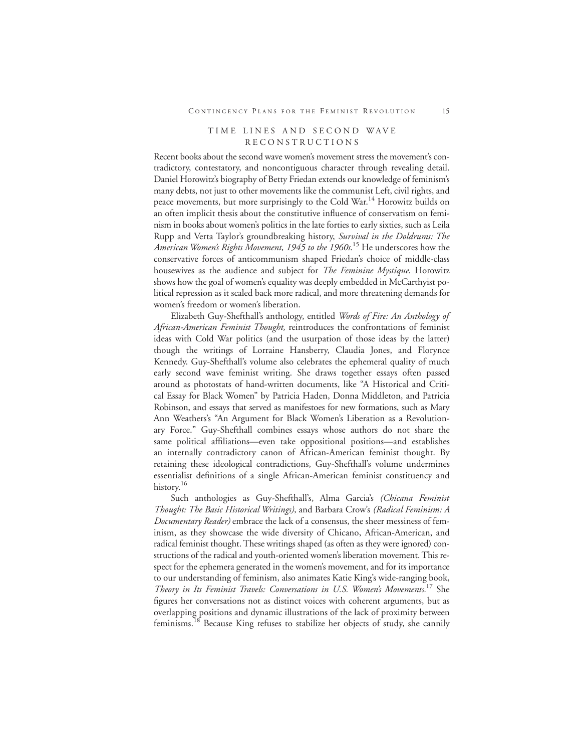## TIME LINES AND SECOND WAVE RECONSTRUCTIONS

Recent books about the second wave women's movement stress the movement's contradictory, contestatory, and noncontiguous character through revealing detail. Daniel Horowitz's biography of Betty Friedan extends our knowledge of feminism's many debts, not just to other movements like the communist Left, civil rights, and peace movements, but more surprisingly to the Cold War.[14] Horowitz builds on an often implicit thesis about the constitutive influence of conservatism on feminism in books about women's politics in the late forties to early sixties, such as Leila Rupp and Verta Taylor's groundbreaking history, *Survival in the Doldrums: The American Women's Rights Movement, 1945 to the 1960s*.[15] He underscores how the conservative forces of anticommunism shaped Friedan's choice of middle-class housewives as the audience and subject for *The Feminine Mystique*. Horowitz shows how the goal of women's equality was deeply embedded in McCarthyist political repression as it scaled back more radical, and more threatening demands for women's freedom or women's liberation.

Elizabeth Guy-Shefthall's anthology, entitled *Words of Fire: An Anthology of African-American Feminist Thought,* reintroduces the confrontations of feminist ideas with Cold War politics (and the usurpation of those ideas by the latter) though the writings of Lorraine Hansberry, Claudia Jones, and Florynce Kennedy. Guy-Shefthall's volume also celebrates the ephemeral quality of much early second wave feminist writing. She draws together essays often passed around as photostats of hand-written documents, like "A Historical and Critical Essay for Black Women" by Patricia Haden, Donna Middleton, and Patricia Robinson, and essays that served as manifestoes for new formations, such as Mary Ann Weathers's "An Argument for Black Women's Liberation as a Revolutionary Force." Guy-Shefthall combines essays whose authors do not share the same political affiliations—even take oppositional positions—and establishes an internally contradictory canon of African-American feminist thought. By retaining these ideological contradictions, Guy-Shefthall's volume undermines essentialist definitions of a single African-American feminist constituency and history.[16]

Such anthologies as Guy-Shefthall's, Alma Garcia's *(Chicana Feminist Thought: The Basic Historical Writings),* and Barbara Crow's *(Radical Feminism: A Documentary Reader)* embrace the lack of a consensus, the sheer messiness of feminism, as they showcase the wide diversity of Chicano, African-American, and radical feminist thought. These writings shaped (as often as they were ignored) constructions of the radical and youth-oriented women's liberation movement. This respect for the ephemera generated in the women's movement, and for its importance to our understanding of feminism, also animates Katie King's wide-ranging book, *Theory in Its Feminist Travels: Conversations in U.S. Women's Movements.*[17] She figures her conversations not as distinct voices with coherent arguments, but as overlapping positions and dynamic illustrations of the lack of proximity between feminisms.[18] Because King refuses to stabilize her objects of study, she cannily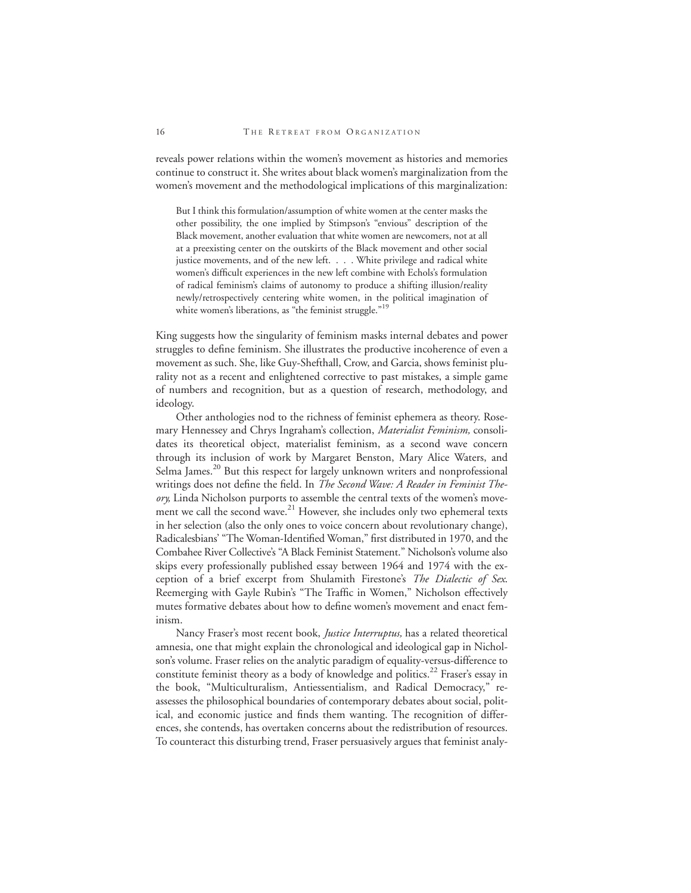reveals power relations within the women's movement as histories and memories continue to construct it. She writes about black women's marginalization from the women's movement and the methodological implications of this marginalization:

> But I think this formulation/assumption of white women at the center masks the other possibility, the one implied by Stimpson's "envious" description of the Black movement, another evaluation that white women are newcomers, not at all at a preexisting center on the outskirts of the Black movement and other social justice movements, and of the new left. . . . White privilege and radical white women's difficult experiences in the new left combine with Echols's formulation of radical feminism's claims of autonomy to produce a shifting illusion/reality newly/retrospectively centering white women, in the political imagination of white women's liberations, as "the feminist struggle."[19]

King suggests how the singularity of feminism masks internal debates and power struggles to define feminism. She illustrates the productive incoherence of even a movement as such. She, like Guy-Shefthall, Crow, and Garcia, shows feminist plurality not as a recent and enlightened corrective to past mistakes, a simple game of numbers and recognition, but as a question of research, methodology, and ideology.

Other anthologies nod to the richness of feminist ephemera as theory. Rosemary Hennessey and Chrys Ingraham's collection, *Materialist Feminism,* consolidates its theoretical object, materialist feminism, as a second wave concern through its inclusion of work by Margaret Benston, Mary Alice Waters, and Selma James.[20] But this respect for largely unknown writers and nonprofessional writings does not define the field. In *The Second Wave: A Reader in Feminist Theory,* Linda Nicholson purports to assemble the central texts of the women's movement we call the second wave.[21] However, she includes only two ephemeral texts in her selection (also the only ones to voice concern about revolutionary change), Radicalesbians' "The Woman-Identified Woman," first distributed in 1970, and the Combahee River Collective's "A Black Feminist Statement." Nicholson's volume also skips every professionally published essay between 1964 and 1974 with the exception of a brief excerpt from Shulamith Firestone's *The Dialectic of Sex*. Reemerging with Gayle Rubin's "The Traffic in Women," Nicholson effectively mutes formative debates about how to define women's movement and enact feminism.

Nancy Fraser's most recent book, *Justice Interruptus,* has a related theoretical amnesia, one that might explain the chronological and ideological gap in Nicholson's volume. Fraser relies on the analytic paradigm of equality-versus-difference to constitute feminist theory as a body of knowledge and politics.[22] Fraser's essay in the book, "Multiculturalism, Antiessentialism, and Radical Democracy," reassesses the philosophical boundaries of contemporary debates about social, political, and economic justice and finds them wanting. The recognition of differences, she contends, has overtaken concerns about the redistribution of resources. To counteract this disturbing trend, Fraser persuasively argues that feminist analy-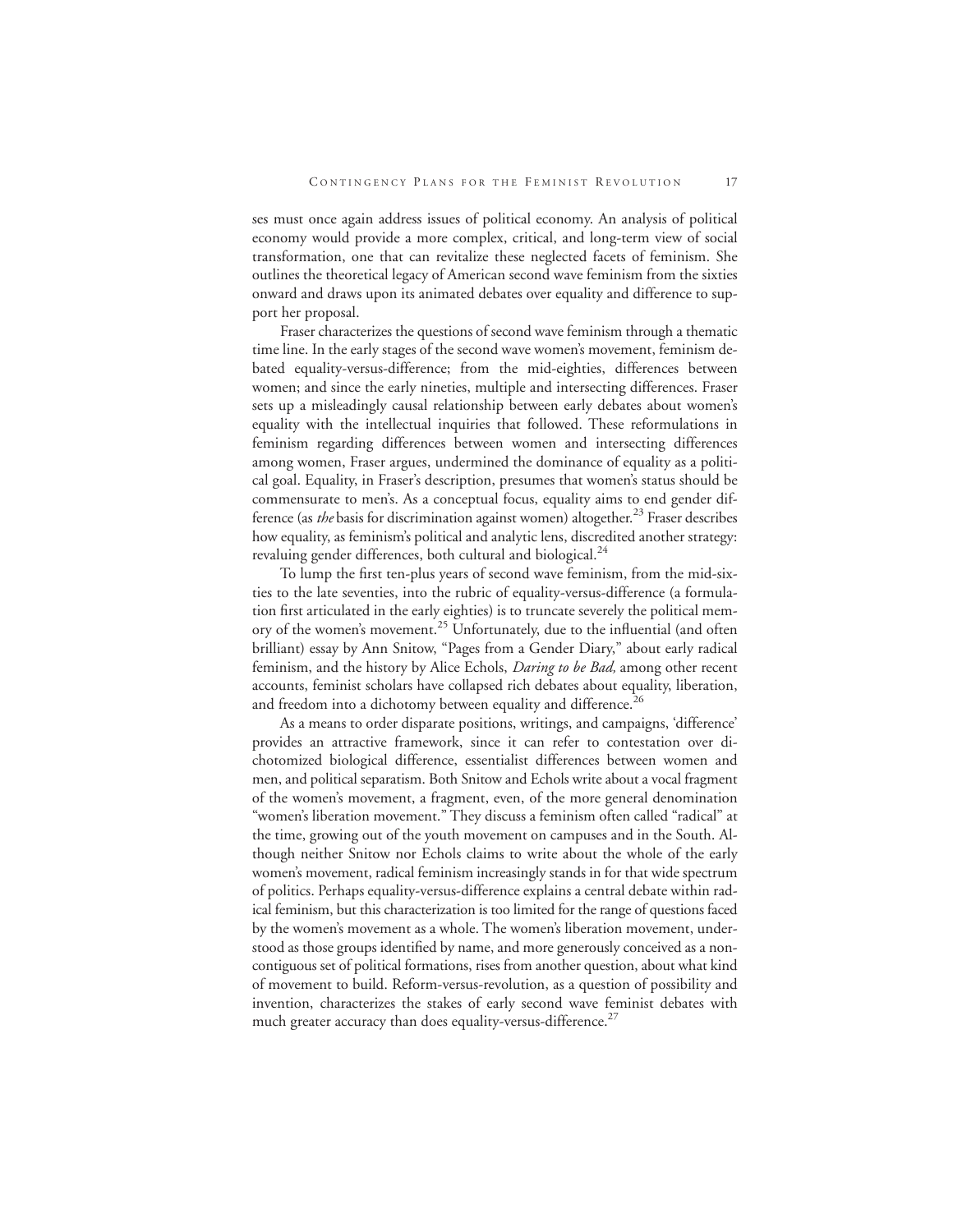ses must once again address issues of political economy. An analysis of political economy would provide a more complex, critical, and long-term view of social transformation, one that can revitalize these neglected facets of feminism. She outlines the theoretical legacy of American second wave feminism from the sixties onward and draws upon its animated debates over equality and difference to support her proposal.

Fraser characterizes the questions of second wave feminism through a thematic time line. In the early stages of the second wave women's movement, feminism debated equality-versus-difference; from the mid-eighties, differences between women; and since the early nineties, multiple and intersecting differences. Fraser sets up a misleadingly causal relationship between early debates about women's equality with the intellectual inquiries that followed. These reformulations in feminism regarding differences between women and intersecting differences among women, Fraser argues, undermined the dominance of equality as a political goal. Equality, in Fraser's description, presumes that women's status should be commensurate to men's. As a conceptual focus, equality aims to end gender difference (as *the* basis for discrimination against women) altogether.[23] Fraser describes how equality, as feminism's political and analytic lens, discredited another strategy: revaluing gender differences, both cultural and biological.[24]

To lump the first ten-plus years of second wave feminism, from the mid-sixties to the late seventies, into the rubric of equality-versus-difference (a formulation first articulated in the early eighties) is to truncate severely the political memory of the women's movement.[25] Unfortunately, due to the influential (and often brilliant) essay by Ann Snitow, "Pages from a Gender Diary," about early radical feminism, and the history by Alice Echols, *Daring to be Bad,* among other recent accounts, feminist scholars have collapsed rich debates about equality, liberation, and freedom into a dichotomy between equality and difference.[26]

As a means to order disparate positions, writings, and campaigns, 'difference' provides an attractive framework, since it can refer to contestation over dichotomized biological difference, essentialist differences between women and men, and political separatism. Both Snitow and Echols write about a vocal fragment of the women's movement, a fragment, even, of the more general denomination "women's liberation movement." They discuss a feminism often called "radical" at the time, growing out of the youth movement on campuses and in the South. Although neither Snitow nor Echols claims to write about the whole of the early women's movement, radical feminism increasingly stands in for that wide spectrum of politics. Perhaps equality-versus-difference explains a central debate within radical feminism, but this characterization is too limited for the range of questions faced by the women's movement as a whole. The women's liberation movement, understood as those groups identified by name, and more generously conceived as a noncontiguous set of political formations, rises from another question, about what kind of movement to build. Reform-versus-revolution, as a question of possibility and invention, characterizes the stakes of early second wave feminist debates with much greater accuracy than does equality-versus-difference.[27]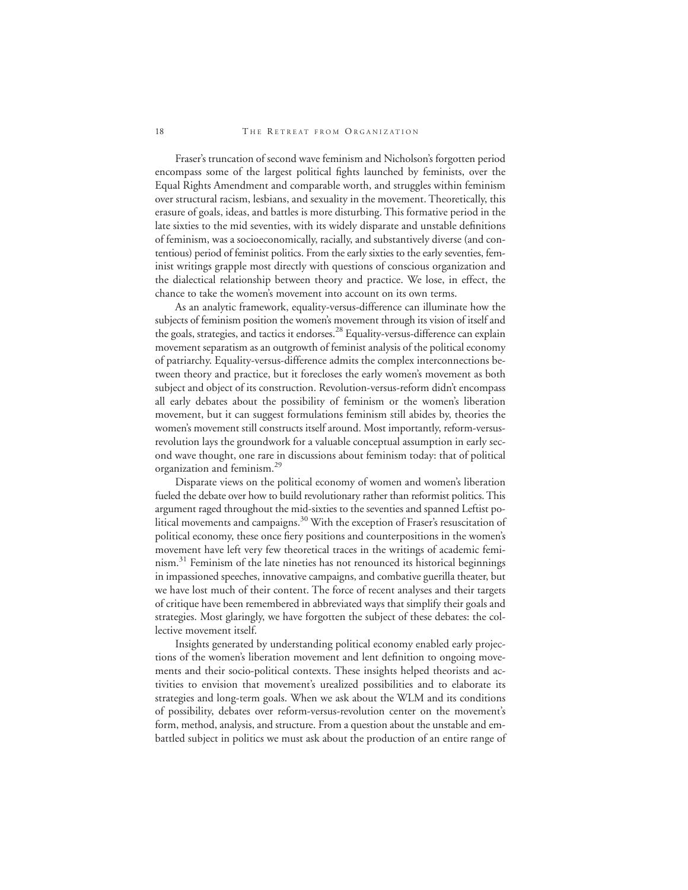Fraser's truncation of second wave feminism and Nicholson's forgotten period encompass some of the largest political fights launched by feminists, over the Equal Rights Amendment and comparable worth, and struggles within feminism over structural racism, lesbians, and sexuality in the movement. Theoretically, this erasure of goals, ideas, and battles is more disturbing. This formative period in the late sixties to the mid seventies, with its widely disparate and unstable definitions of feminism, was a socioeconomically, racially, and substantively diverse (and contentious) period of feminist politics. From the early sixties to the early seventies, feminist writings grapple most directly with questions of conscious organization and the dialectical relationship between theory and practice. We lose, in effect, the chance to take the women's movement into account on its own terms.

As an analytic framework, equality-versus-difference can illuminate how the subjects of feminism position the women's movement through its vision of itself and the goals, strategies, and tactics it endorses.[28] Equality-versus-difference can explain movement separatism as an outgrowth of feminist analysis of the political economy of patriarchy. Equality-versus-difference admits the complex interconnections between theory and practice, but it forecloses the early women's movement as both subject and object of its construction. Revolution-versus-reform didn't encompass all early debates about the possibility of feminism or the women's liberation movement, but it can suggest formulations feminism still abides by, theories the women's movement still constructs itself around. Most importantly, reform-versus-revolution lays the groundwork for a valuable conceptual assumption in early second wave thought, one rare in discussions about feminism today: that of political organization and feminism.[29]

Disparate views on the political economy of women and women's liberation fueled the debate over how to build revolutionary rather than reformist politics. This argument raged throughout the mid-sixties to the seventies and spanned Leftist political movements and campaigns.[30] With the exception of Fraser's resuscitation of political economy, these once fiery positions and counterpositions in the women's movement have left very few theoretical traces in the writings of academic feminism.[31] Feminism of the late nineties has not renounced its historical beginnings in impassioned speeches, innovative campaigns, and combative guerilla theater, but we have lost much of their content. The force of recent analyses and their targets of critique have been remembered in abbreviated ways that simplify their goals and strategies. Most glaringly, we have forgotten the subject of these debates: the collective movement itself.

Insights generated by understanding political economy enabled early projections of the women's liberation movement and lent definition to ongoing movements and their socio-political contexts. These insights helped theorists and activities to envision that movement's urealized possibilities and to elaborate its strategies and long-term goals. When we ask about the WLM and its conditions of possibility, debates over reform-versus-revolution center on the movement's form, method, analysis, and structure. From a question about the unstable and embattled subject in politics we must ask about the production of an entire range of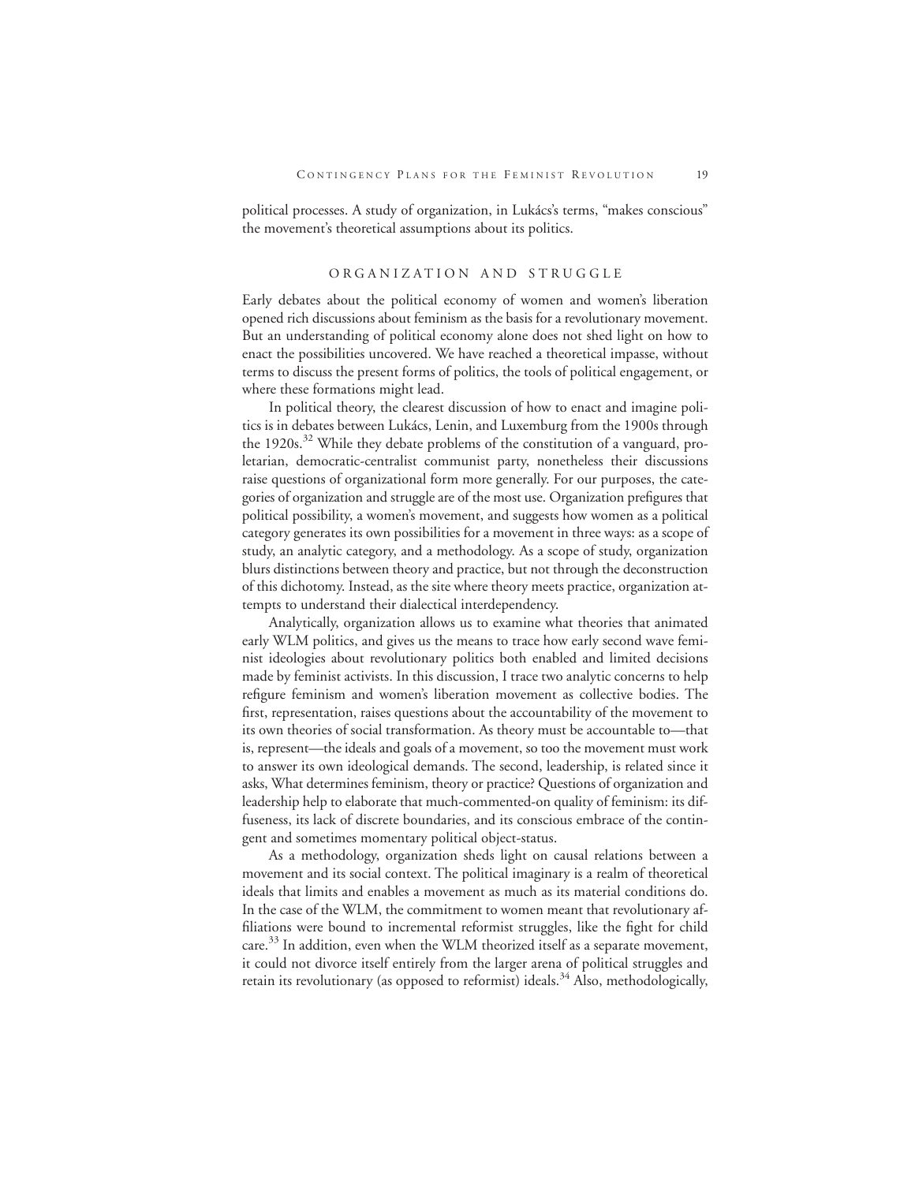political processes. A study of organization, in Lukács's terms, "makes conscious" the movement's theoretical assumptions about its politics.

## ORGANIZATION AND STRUGGLE

Early debates about the political economy of women and women's liberation opened rich discussions about feminism as the basis for a revolutionary movement. But an understanding of political economy alone does not shed light on how to enact the possibilities uncovered. We have reached a theoretical impasse, without terms to discuss the present forms of politics, the tools of political engagement, or where these formations might lead.

In political theory, the clearest discussion of how to enact and imagine politics is in debates between Lukács, Lenin, and Luxemburg from the 1900s through the 1920s.[32] While they debate problems of the constitution of a vanguard, proletarian, democratic-centralist communist party, nonetheless their discussions raise questions of organizational form more generally. For our purposes, the categories of organization and struggle are of the most use. Organization prefigures that political possibility, a women's movement, and suggests how women as a political category generates its own possibilities for a movement in three ways: as a scope of study, an analytic category, and a methodology. As a scope of study, organization blurs distinctions between theory and practice, but not through the deconstruction of this dichotomy. Instead, as the site where theory meets practice, organization attempts to understand their dialectical interdependency.

Analytically, organization allows us to examine what theories that animated early WLM politics, and gives us the means to trace how early second wave feminist ideologies about revolutionary politics both enabled and limited decisions made by feminist activists. In this discussion, I trace two analytic concerns to help refigure feminism and women's liberation movement as collective bodies. The first, representation, raises questions about the accountability of the movement to its own theories of social transformation. As theory must be accountable to—that is, represent—the ideals and goals of a movement, so too the movement must work to answer its own ideological demands. The second, leadership, is related since it asks, What determines feminism, theory or practice? Questions of organization and leadership help to elaborate that much-commented-on quality of feminism: its diffuseness, its lack of discrete boundaries, and its conscious embrace of the contingent and sometimes momentary political object-status.

As a methodology, organization sheds light on causal relations between a movement and its social context. The political imaginary is a realm of theoretical ideals that limits and enables a movement as much as its material conditions do. In the case of the WLM, the commitment to women meant that revolutionary affiliations were bound to incremental reformist struggles, like the fight for child care.[33] In addition, even when the WLM theorized itself as a separate movement, it could not divorce itself entirely from the larger arena of political struggles and retain its revolutionary (as opposed to reformist) ideals.[34] Also, methodologically,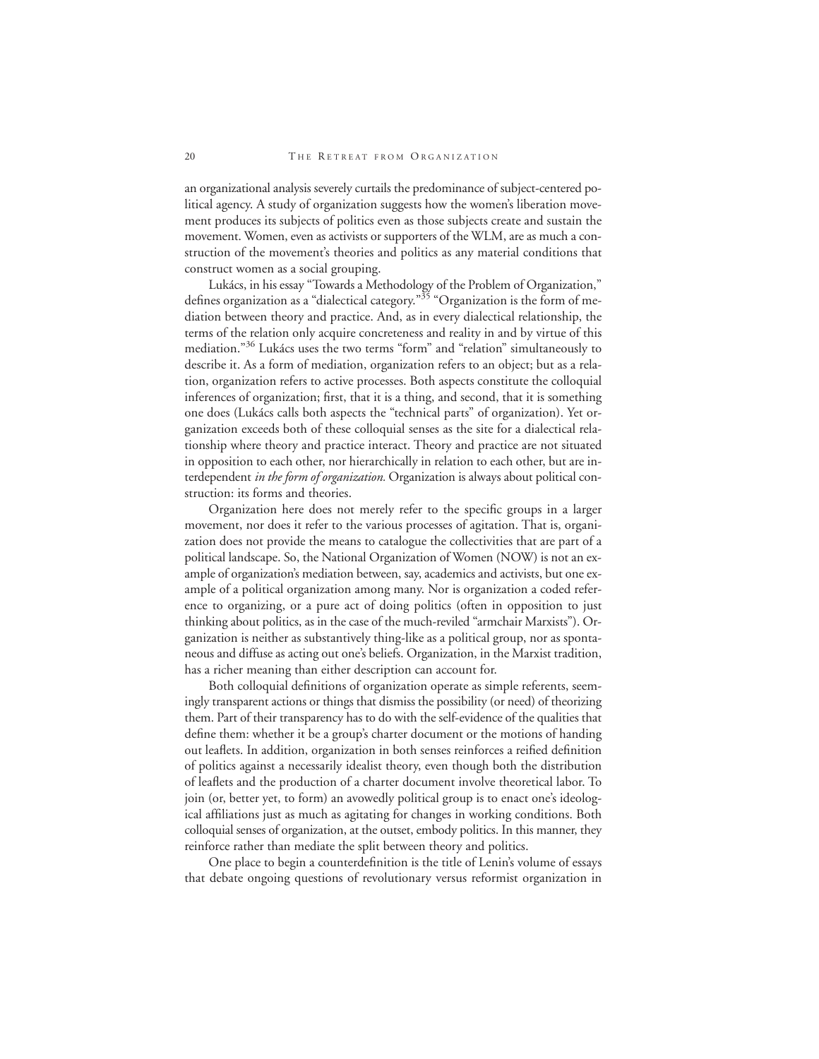an organizational analysis severely curtails the predominance of subject-centered political agency. A study of organization suggests how the women's liberation movement produces its subjects of politics even as those subjects create and sustain the movement. Women, even as activists or supporters of the WLM, are as much a construction of the movement's theories and politics as any material conditions that construct women as a social grouping.

Lukács, in his essay "Towards a Methodology of the Problem of Organization," defines organization as a "dialectical category."[35] "Organization is the form of mediation between theory and practice. And, as in every dialectical relationship, the terms of the relation only acquire concreteness and reality in and by virtue of this mediation."[36] Lukács uses the two terms "form" and "relation" simultaneously to describe it. As a form of mediation, organization refers to an object; but as a relation, organization refers to active processes. Both aspects constitute the colloquial inferences of organization; first, that it is a thing, and second, that it is something one does (Lukács calls both aspects the "technical parts" of organization). Yet organization exceeds both of these colloquial senses as the site for a dialectical relationship where theory and practice interact. Theory and practice are not situated in opposition to each other, nor hierarchically in relation to each other, but are interdependent *in the form of organization.* Organization is always about political construction: its forms and theories.

Organization here does not merely refer to the specific groups in a larger movement, nor does it refer to the various processes of agitation. That is, organization does not provide the means to catalogue the collectivities that are part of a political landscape. So, the National Organization of Women (NOW) is not an example of organization's mediation between, say, academics and activists, but one example of a political organization among many. Nor is organization a coded reference to organizing, or a pure act of doing politics (often in opposition to just thinking about politics, as in the case of the much-reviled "armchair Marxists"). Organization is neither as substantively thing-like as a political group, nor as spontaneous and diffuse as acting out one's beliefs. Organization, in the Marxist tradition, has a richer meaning than either description can account for.

Both colloquial definitions of organization operate as simple referents, seemingly transparent actions or things that dismiss the possibility (or need) of theorizing them. Part of their transparency has to do with the self-evidence of the qualities that define them: whether it be a group's charter document or the motions of handing out leaflets. In addition, organization in both senses reinforces a reified definition of politics against a necessarily idealist theory, even though both the distribution of leaflets and the production of a charter document involve theoretical labor. To join (or, better yet, to form) an avowedly political group is to enact one's ideological affiliations just as much as agitating for changes in working conditions. Both colloquial senses of organization, at the outset, embody politics. In this manner, they reinforce rather than mediate the split between theory and politics.

One place to begin a counterdefinition is the title of Lenin's volume of essays that debate ongoing questions of revolutionary versus reformist organization in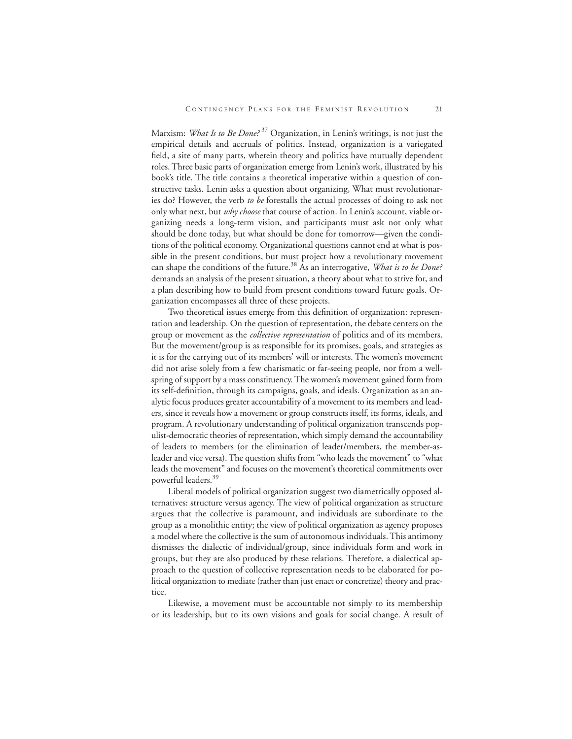Marxism: *What Is to Be Done?*[37] Organization, in Lenin's writings, is not just the empirical details and accruals of politics. Instead, organization is a variegated field, a site of many parts, wherein theory and politics have mutually dependent roles. Three basic parts of organization emerge from Lenin's work, illustrated by his book's title. The title contains a theoretical imperative within a question of constructive tasks. Lenin asks a question about organizing, What must revolutionaries do? However, the verb *to be* forestalls the actual processes of doing to ask not only what next, but *why choose* that course of action. In Lenin's account, viable organizing needs a long-term vision, and participants must ask not only what should be done today, but what should be done for tomorrow—given the conditions of the political economy. Organizational questions cannot end at what is possible in the present conditions, but must project how a revolutionary movement can shape the conditions of the future.[38] As an interrogative, *What is to be Done?* demands an analysis of the present situation, a theory about what to strive for, and a plan describing how to build from present conditions toward future goals. Organization encompasses all three of these projects.

Two theoretical issues emerge from this definition of organization: representation and leadership. On the question of representation, the debate centers on the group or movement as the *collective representation* of politics and of its members. But the movement/group is as responsible for its promises, goals, and strategies as it is for the carrying out of its members' will or interests. The women's movement did not arise solely from a few charismatic or far-seeing people, nor from a wellspring of support by a mass constituency. The women's movement gained form from its self-definition, through its campaigns, goals, and ideals. Organization as an analytic focus produces greater accountability of a movement to its members and leaders, since it reveals how a movement or group constructs itself, its forms, ideals, and program. A revolutionary understanding of political organization transcends populist-democratic theories of representation, which simply demand the accountability of leaders to members (or the elimination of leader/members, the member-as-leader and vice versa). The question shifts from "who leads the movement" to "what leads the movement" and focuses on the movement's theoretical commitments over powerful leaders.[39]

Liberal models of political organization suggest two diametrically opposed alternatives: structure versus agency. The view of political organization as structure argues that the collective is paramount, and individuals are subordinate to the group as a monolithic entity; the view of political organization as agency proposes a model where the collective is the sum of autonomous individuals. This antimony dismisses the dialectic of individual/group, since individuals form and work in groups, but they are also produced by these relations. Therefore, a dialectical approach to the question of collective representation needs to be elaborated for political organization to mediate (rather than just enact or concretize) theory and practice.

Likewise, a movement must be accountable not simply to its membership or its leadership, but to its own visions and goals for social change. A result of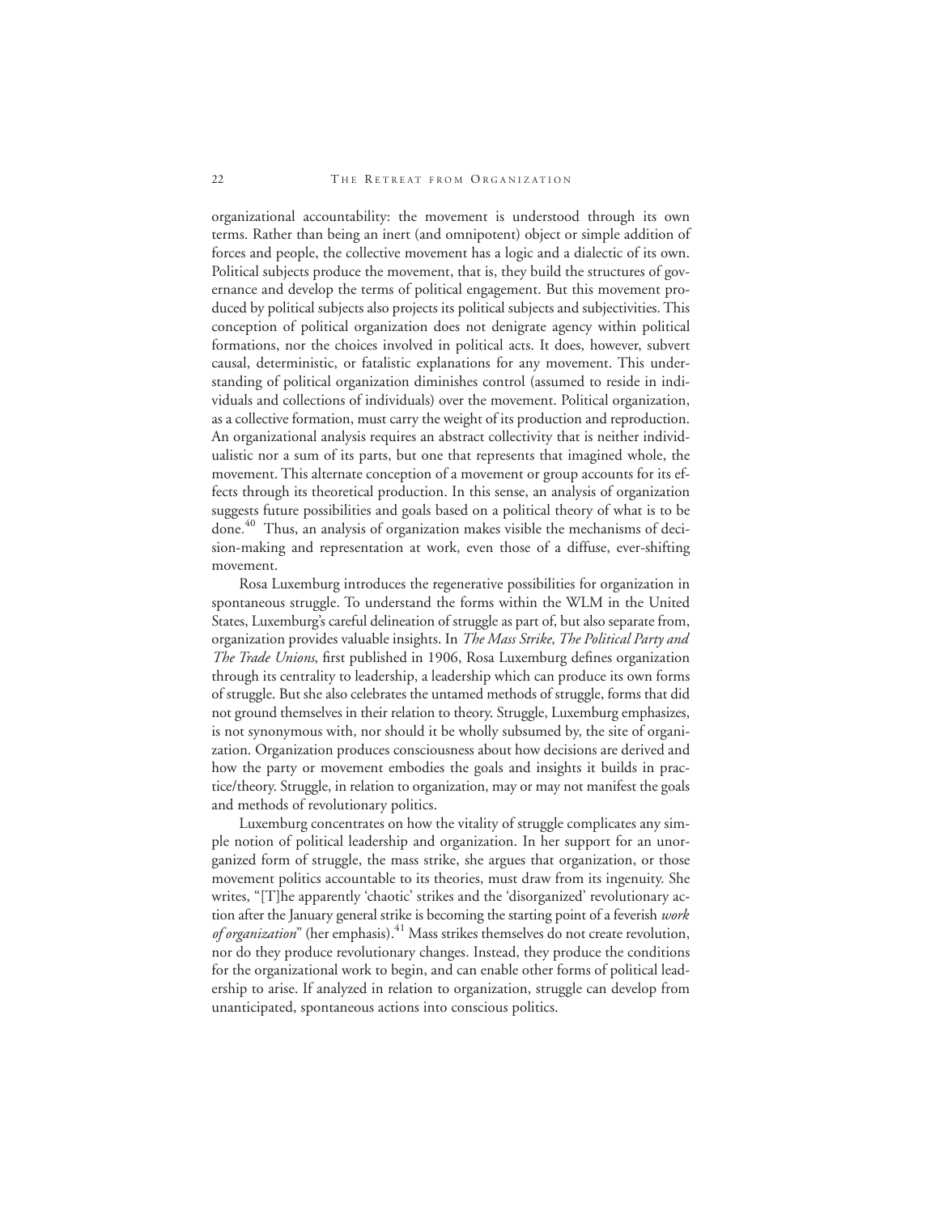organizational accountability: the movement is understood through its own terms. Rather than being an inert (and omnipotent) object or simple addition of forces and people, the collective movement has a logic and a dialectic of its own. Political subjects produce the movement, that is, they build the structures of governance and develop the terms of political engagement. But this movement produced by political subjects also projects its political subjects and subjectivities. This conception of political organization does not denigrate agency within political formations, nor the choices involved in political acts. It does, however, subvert causal, deterministic, or fatalistic explanations for any movement. This understanding of political organization diminishes control (assumed to reside in individuals and collections of individuals) over the movement. Political organization, as a collective formation, must carry the weight of its production and reproduction. An organizational analysis requires an abstract collectivity that is neither individualistic nor a sum of its parts, but one that represents that imagined whole, the movement. This alternate conception of a movement or group accounts for its effects through its theoretical production. In this sense, an analysis of organization suggests future possibilities and goals based on a political theory of what is to be done.[40] Thus, an analysis of organization makes visible the mechanisms of decision-making and representation at work, even those of a diffuse, ever-shifting movement.

Rosa Luxemburg introduces the regenerative possibilities for organization in spontaneous struggle. To understand the forms within the WLM in the United States, Luxemburg's careful delineation of struggle as part of, but also separate from, organization provides valuable insights. In *The Mass Strike, The Political Party and The Trade Unions*, first published in 1906, Rosa Luxemburg defines organization through its centrality to leadership, a leadership which can produce its own forms of struggle. But she also celebrates the untamed methods of struggle, forms that did not ground themselves in their relation to theory. Struggle, Luxemburg emphasizes, is not synonymous with, nor should it be wholly subsumed by, the site of organization. Organization produces consciousness about how decisions are derived and how the party or movement embodies the goals and insights it builds in practice/theory. Struggle, in relation to organization, may or may not manifest the goals and methods of revolutionary politics.

Luxemburg concentrates on how the vitality of struggle complicates any simple notion of political leadership and organization. In her support for an unorganized form of struggle, the mass strike, she argues that organization, or those movement politics accountable to its theories, must draw from its ingenuity. She writes, "[T]he apparently 'chaotic' strikes and the 'disorganized' revolutionary action after the January general strike is becoming the starting point of a feverish *work of organization*" (her emphasis).[41] Mass strikes themselves do not create revolution, nor do they produce revolutionary changes. Instead, they produce the conditions for the organizational work to begin, and can enable other forms of political leadership to arise. If analyzed in relation to organization, struggle can develop from unanticipated, spontaneous actions into conscious politics.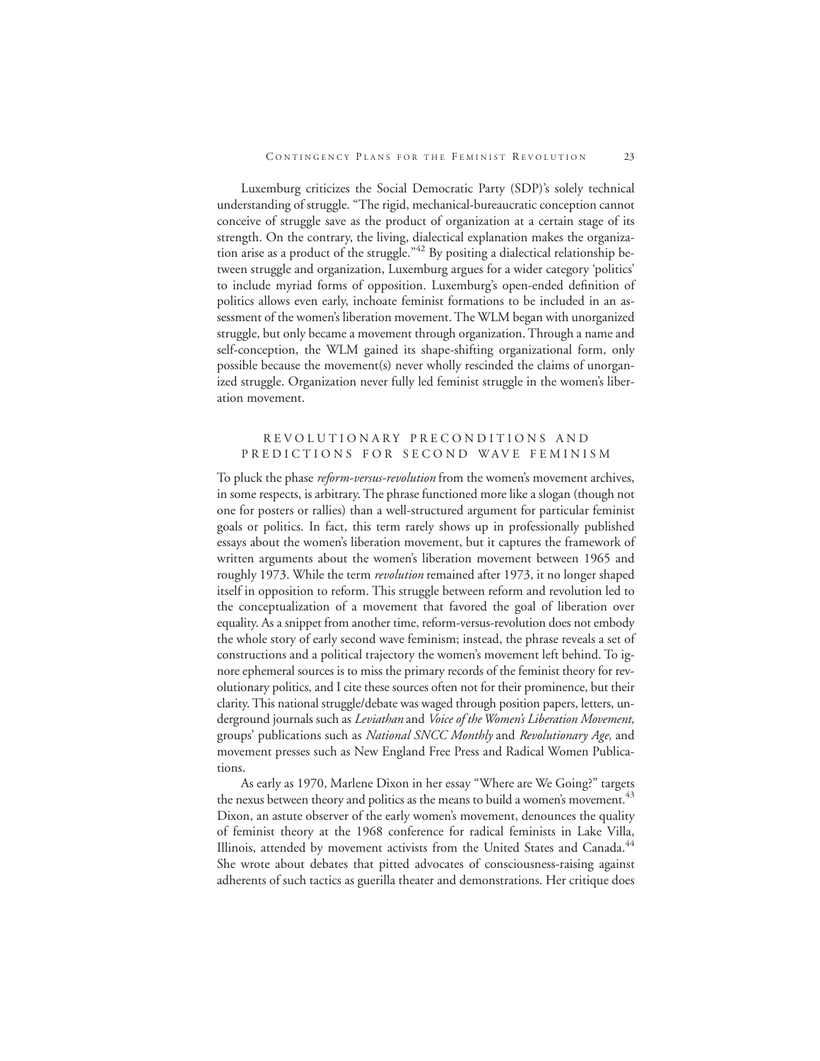Luxemburg criticizes the Social Democratic Party (SDP)'s solely technical understanding of struggle. "The rigid, mechanical-bureaucratic conception cannot conceive of struggle save as the product of organization at a certain stage of its strength. On the contrary, the living, dialectical explanation makes the organization arise as a product of the struggle."[42] By positing a dialectical relationship between struggle and organization, Luxemburg argues for a wider category 'politics' to include myriad forms of opposition. Luxemburg's open-ended definition of politics allows even early, inchoate feminist formations to be included in an assessment of the women's liberation movement. The WLM began with unorganized struggle, but only became a movement through organization. Through a name and self-conception, the WLM gained its shape-shifting organizational form, only possible because the movement(s) never wholly rescinded the claims of unorganized struggle. Organization never fully led feminist struggle in the women's liberation movement.

## REVOLUTIONARY PRECONDITIONS AND PREDICTIONS FOR SECOND WAVE FEMINISM

To pluck the phase *reform-versus-revolution* from the women's movement archives, in some respects, is arbitrary. The phrase functioned more like a slogan (though not one for posters or rallies) than a well-structured argument for particular feminist goals or politics. In fact, this term rarely shows up in professionally published essays about the women's liberation movement, but it captures the framework of written arguments about the women's liberation movement between 1965 and roughly 1973. While the term *revolution* remained after 1973, it no longer shaped itself in opposition to reform. This struggle between reform and revolution led to the conceptualization of a movement that favored the goal of liberation over equality. As a snippet from another time, reform-versus-revolution does not embody the whole story of early second wave feminism; instead, the phrase reveals a set of constructions and a political trajectory the women's movement left behind. To ignore ephemeral sources is to miss the primary records of the feminist theory for revolutionary politics, and I cite these sources often not for their prominence, but their clarity. This national struggle/debate was waged through position papers, letters, underground journals such as *Leviathan* and *Voice of the Women's Liberation Movement,* groups' publications such as *National SNCC Monthly* and *Revolutionary Age,* and movement presses such as New England Free Press and Radical Women Publications.

As early as 1970, Marlene Dixon in her essay "Where are We Going?" targets the nexus between theory and politics as the means to build a women's movement.[43] Dixon, an astute observer of the early women's movement, denounces the quality of feminist theory at the 1968 conference for radical feminists in Lake Villa, Illinois, attended by movement activists from the United States and Canada.[44] She wrote about debates that pitted advocates of consciousness-raising against adherents of such tactics as guerilla theater and demonstrations. Her critique does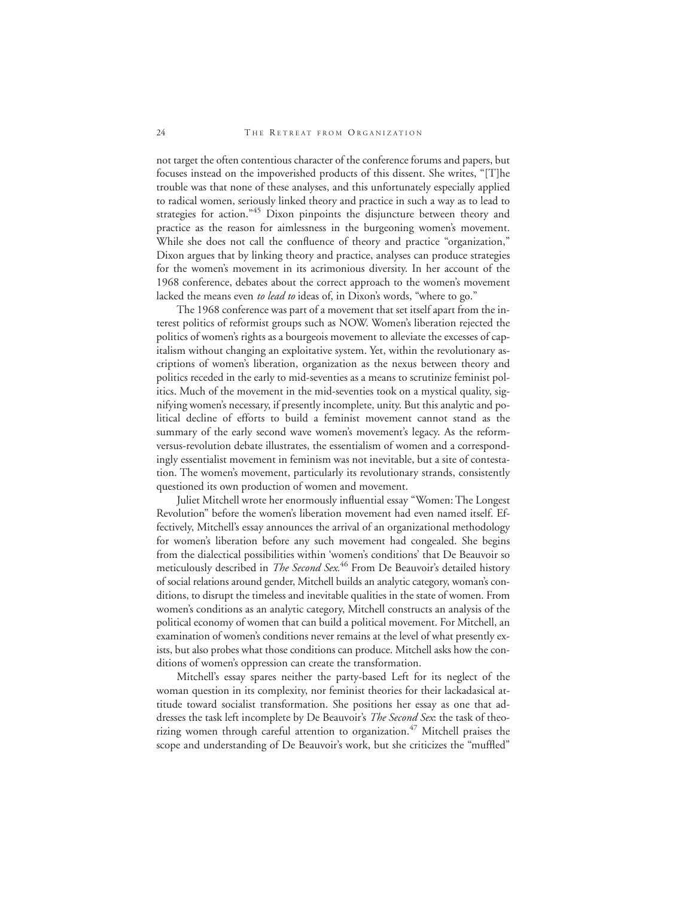not target the often contentious character of the conference forums and papers, but focuses instead on the impoverished products of this dissent. She writes, "[T]he trouble was that none of these analyses, and this unfortunately especially applied to radical women, seriously linked theory and practice in such a way as to lead to strategies for action."[45] Dixon pinpoints the disjuncture between theory and practice as the reason for aimlessness in the burgeoning women's movement. While she does not call the confluence of theory and practice "organization," Dixon argues that by linking theory and practice, analyses can produce strategies for the women's movement in its acrimonious diversity. In her account of the 1968 conference, debates about the correct approach to the women's movement lacked the means even *to lead to* ideas of, in Dixon's words, "where to go."

The 1968 conference was part of a movement that set itself apart from the interest politics of reformist groups such as NOW. Women's liberation rejected the politics of women's rights as a bourgeois movement to alleviate the excesses of capitalism without changing an exploitative system. Yet, within the revolutionary ascriptions of women's liberation, organization as the nexus between theory and politics receded in the early to mid-seventies as a means to scrutinize feminist politics. Much of the movement in the mid-seventies took on a mystical quality, signifying women's necessary, if presently incomplete, unity. But this analytic and political decline of efforts to build a feminist movement cannot stand as the summary of the early second wave women's movement's legacy. As the reform-versus-revolution debate illustrates, the essentialism of women and a correspondingly essentialist movement in feminism was not inevitable, but a site of contestation. The women's movement, particularly its revolutionary strands, consistently questioned its own production of women and movement.

Juliet Mitchell wrote her enormously influential essay "Women: The Longest Revolution" before the women's liberation movement had even named itself. Effectively, Mitchell's essay announces the arrival of an organizational methodology for women's liberation before any such movement had congealed. She begins from the dialectical possibilities within 'women's conditions' that De Beauvoir so meticulously described in *The Second Sex*.[46] From De Beauvoir's detailed history of social relations around gender, Mitchell builds an analytic category, woman's conditions, to disrupt the timeless and inevitable qualities in the state of women. From women's conditions as an analytic category, Mitchell constructs an analysis of the political economy of women that can build a political movement. For Mitchell, an examination of women's conditions never remains at the level of what presently exists, but also probes what those conditions can produce. Mitchell asks how the conditions of women's oppression can create the transformation.

Mitchell's essay spares neither the party-based Left for its neglect of the woman question in its complexity, nor feminist theories for their lackadasical attitude toward socialist transformation. She positions her essay as one that addresses the task left incomplete by De Beauvoir's *The Second Sex*: the task of theorizing women through careful attention to organization.[47] Mitchell praises the scope and understanding of De Beauvoir's work, but she criticizes the "muffled"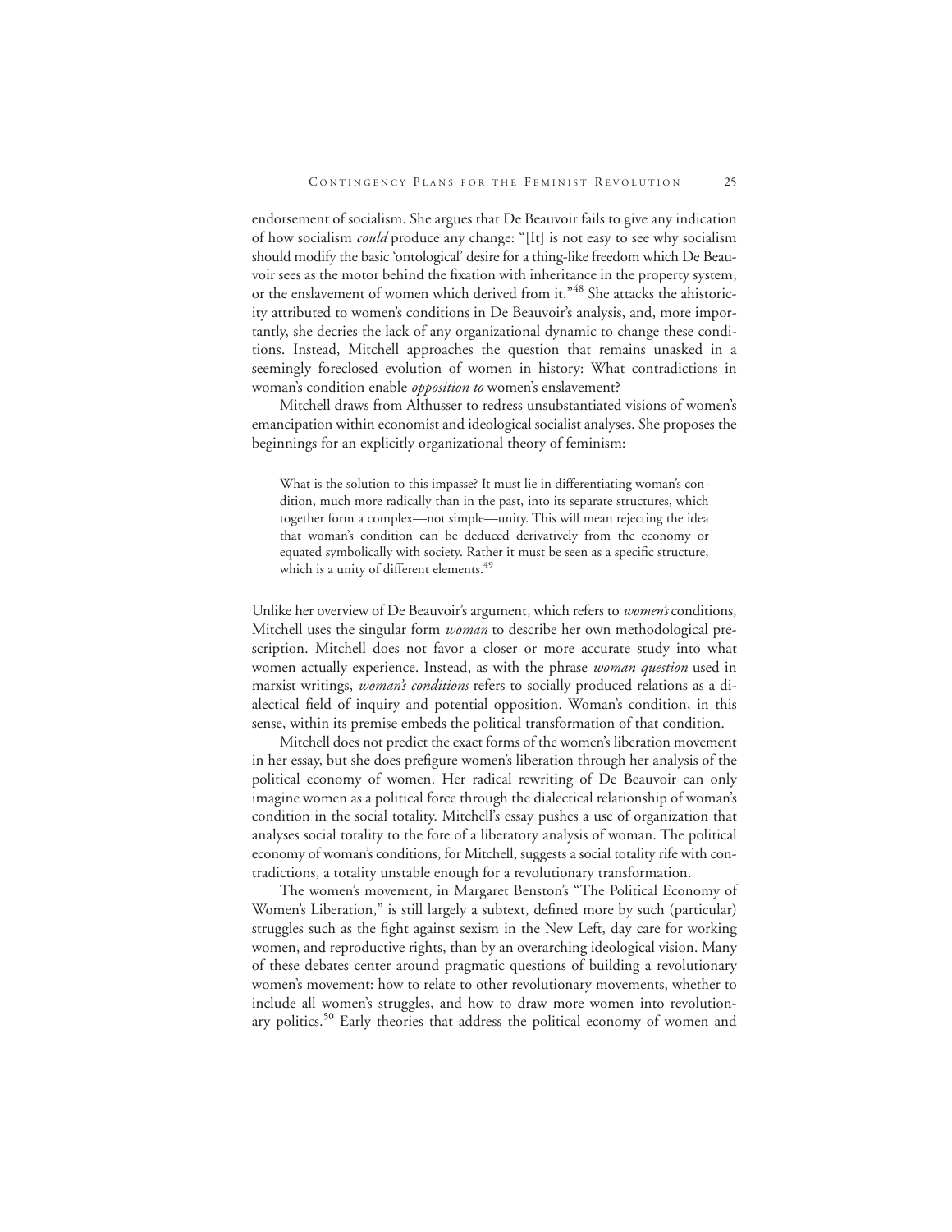endorsement of socialism. She argues that De Beauvoir fails to give any indication of how socialism *could* produce any change: "[It] is not easy to see why socialism should modify the basic 'ontological' desire for a thing-like freedom which De Beauvoir sees as the motor behind the fixation with inheritance in the property system, or the enslavement of women which derived from it."[48] She attacks the ahistoricity attributed to women's conditions in De Beauvoir's analysis, and, more importantly, she decries the lack of any organizational dynamic to change these conditions. Instead, Mitchell approaches the question that remains unasked in a seemingly foreclosed evolution of women in history: What contradictions in woman's condition enable *opposition to* women's enslavement?

Mitchell draws from Althusser to redress unsubstantiated visions of women's emancipation within economist and ideological socialist analyses. She proposes the beginnings for an explicitly organizational theory of feminism:

> What is the solution to this impasse? It must lie in differentiating woman's condition, much more radically than in the past, into its separate structures, which together form a complex—not simple—unity. This will mean rejecting the idea that woman's condition can be deduced derivatively from the economy or equated symbolically with society. Rather it must be seen as a specific structure, which is a unity of different elements.[49]

Unlike her overview of De Beauvoir's argument, which refers to *women's* conditions, Mitchell uses the singular form *woman* to describe her own methodological prescription. Mitchell does not favor a closer or more accurate study into what women actually experience. Instead, as with the phrase *woman question* used in marxist writings, *woman's conditions* refers to socially produced relations as a dialectical field of inquiry and potential opposition. Woman's condition, in this sense, within its premise embeds the political transformation of that condition.

Mitchell does not predict the exact forms of the women's liberation movement in her essay, but she does prefigure women's liberation through her analysis of the political economy of women. Her radical rewriting of De Beauvoir can only imagine women as a political force through the dialectical relationship of woman's condition in the social totality. Mitchell's essay pushes a use of organization that analyses social totality to the fore of a liberatory analysis of woman. The political economy of woman's conditions, for Mitchell, suggests a social totality rife with contradictions, a totality unstable enough for a revolutionary transformation.

The women's movement, in Margaret Benston's "The Political Economy of Women's Liberation," is still largely a subtext, defined more by such (particular) struggles such as the fight against sexism in the New Left, day care for working women, and reproductive rights, than by an overarching ideological vision. Many of these debates center around pragmatic questions of building a revolutionary women's movement: how to relate to other revolutionary movements, whether to include all women's struggles, and how to draw more women into revolutionary politics.[50] Early theories that address the political economy of women and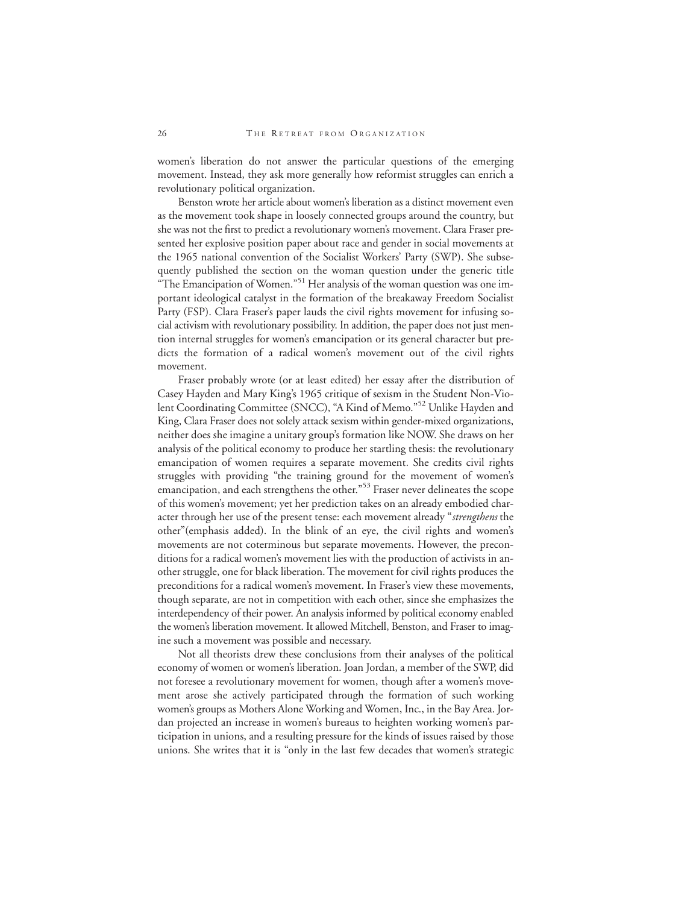women's liberation do not answer the particular questions of the emerging movement. Instead, they ask more generally how reformist struggles can enrich a revolutionary political organization.

Benston wrote her article about women's liberation as a distinct movement even as the movement took shape in loosely connected groups around the country, but she was not the first to predict a revolutionary women's movement. Clara Fraser presented her explosive position paper about race and gender in social movements at the 1965 national convention of the Socialist Workers' Party (SWP). She subsequently published the section on the woman question under the generic title "The Emancipation of Women."[51] Her analysis of the woman question was one important ideological catalyst in the formation of the breakaway Freedom Socialist Party (FSP). Clara Fraser's paper lauds the civil rights movement for infusing social activism with revolutionary possibility. In addition, the paper does not just mention internal struggles for women's emancipation or its general character but predicts the formation of a radical women's movement out of the civil rights movement.

Fraser probably wrote (or at least edited) her essay after the distribution of Casey Hayden and Mary King's 1965 critique of sexism in the Student Non-Violent Coordinating Committee (SNCC), "A Kind of Memo."[52] Unlike Hayden and King, Clara Fraser does not solely attack sexism within gender-mixed organizations, neither does she imagine a unitary group's formation like NOW. She draws on her analysis of the political economy to produce her startling thesis: the revolutionary emancipation of women requires a separate movement. She credits civil rights struggles with providing "the training ground for the movement of women's emancipation, and each strengthens the other."[53] Fraser never delineates the scope of this women's movement; yet her prediction takes on an already embodied character through her use of the present tense: each movement already "*strengthens* the other"(emphasis added). In the blink of an eye, the civil rights and women's movements are not coterminous but separate movements. However, the preconditions for a radical women's movement lies with the production of activists in another struggle, one for black liberation. The movement for civil rights produces the preconditions for a radical women's movement. In Fraser's view these movements, though separate, are not in competition with each other, since she emphasizes the interdependency of their power. An analysis informed by political economy enabled the women's liberation movement. It allowed Mitchell, Benston, and Fraser to imagine such a movement was possible and necessary.

Not all theorists drew these conclusions from their analyses of the political economy of women or women's liberation. Joan Jordan, a member of the SWP, did not foresee a revolutionary movement for women, though after a women's movement arose she actively participated through the formation of such working women's groups as Mothers Alone Working and Women, Inc., in the Bay Area. Jordan projected an increase in women's bureaus to heighten working women's participation in unions, and a resulting pressure for the kinds of issues raised by those unions. She writes that it is "only in the last few decades that women's strategic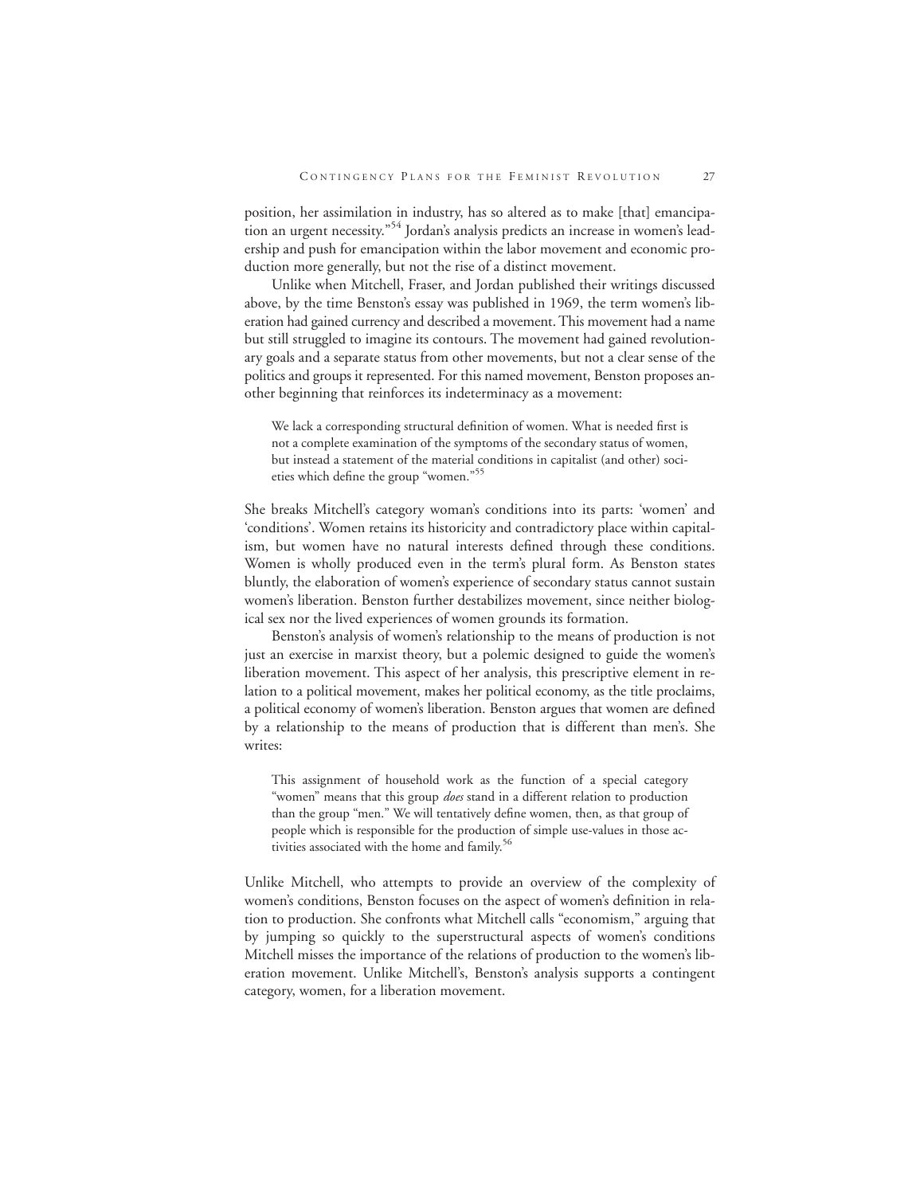position, her assimilation in industry, has so altered as to make [that] emancipation an urgent necessity."[54] Jordan's analysis predicts an increase in women's leadership and push for emancipation within the labor movement and economic production more generally, but not the rise of a distinct movement.

Unlike when Mitchell, Fraser, and Jordan published their writings discussed above, by the time Benston's essay was published in 1969, the term women's liberation had gained currency and described a movement. This movement had a name but still struggled to imagine its contours. The movement had gained revolutionary goals and a separate status from other movements, but not a clear sense of the politics and groups it represented. For this named movement, Benston proposes another beginning that reinforces its indeterminacy as a movement:

> We lack a corresponding structural definition of women. What is needed first is not a complete examination of the symptoms of the secondary status of women, but instead a statement of the material conditions in capitalist (and other) societies which define the group "women."[55]

She breaks Mitchell's category woman's conditions into its parts: 'women' and 'conditions'. Women retains its historicity and contradictory place within capitalism, but women have no natural interests defined through these conditions. Women is wholly produced even in the term's plural form. As Benston states bluntly, the elaboration of women's experience of secondary status cannot sustain women's liberation. Benston further destabilizes movement, since neither biological sex nor the lived experiences of women grounds its formation.

Benston's analysis of women's relationship to the means of production is not just an exercise in marxist theory, but a polemic designed to guide the women's liberation movement. This aspect of her analysis, this prescriptive element in relation to a political movement, makes her political economy, as the title proclaims, a political economy of women's liberation. Benston argues that women are defined by a relationship to the means of production that is different than men's. She writes:

> This assignment of household work as the function of a special category "women" means that this group *does* stand in a different relation to production than the group "men." We will tentatively define women, then, as that group of people which is responsible for the production of simple use-values in those activities associated with the home and family.[56]

Unlike Mitchell, who attempts to provide an overview of the complexity of women's conditions, Benston focuses on the aspect of women's definition in relation to production. She confronts what Mitchell calls "economism," arguing that by jumping so quickly to the superstructural aspects of women's conditions Mitchell misses the importance of the relations of production to the women's liberation movement. Unlike Mitchell's, Benston's analysis supports a contingent category, women, for a liberation movement.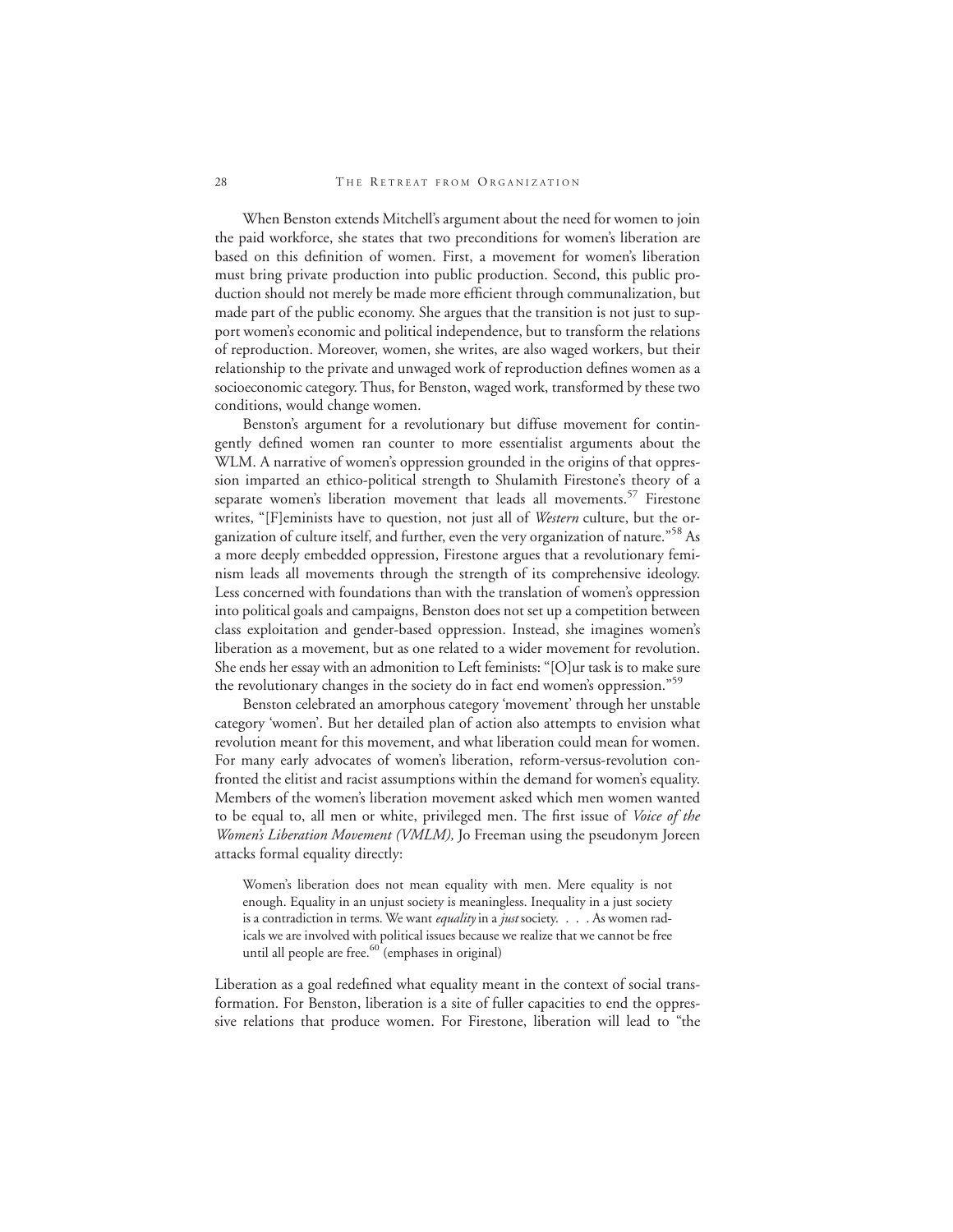When Benston extends Mitchell's argument about the need for women to join the paid workforce, she states that two preconditions for women's liberation are based on this definition of women. First, a movement for women's liberation must bring private production into public production. Second, this public production should not merely be made more efficient through communalization, but made part of the public economy. She argues that the transition is not just to support women's economic and political independence, but to transform the relations of reproduction. Moreover, women, she writes, are also waged workers, but their relationship to the private and unwaged work of reproduction defines women as a socioeconomic category. Thus, for Benston, waged work, transformed by these two conditions, would change women.

Benston's argument for a revolutionary but diffuse movement for contingently defined women ran counter to more essentialist arguments about the WLM. A narrative of women's oppression grounded in the origins of that oppression imparted an ethico-political strength to Shulamith Firestone's theory of a separate women's liberation movement that leads all movements.[57] Firestone writes, "[F]eminists have to question, not just all of *Western* culture, but the organization of culture itself, and further, even the very organization of nature."[58] As a more deeply embedded oppression, Firestone argues that a revolutionary feminism leads all movements through the strength of its comprehensive ideology. Less concerned with foundations than with the translation of women's oppression into political goals and campaigns, Benston does not set up a competition between class exploitation and gender-based oppression. Instead, she imagines women's liberation as a movement, but as one related to a wider movement for revolution. She ends her essay with an admonition to Left feminists: "[O]ur task is to make sure the revolutionary changes in the society do in fact end women's oppression."[59]

Benston celebrated an amorphous category 'movement' through her unstable category 'women'. But her detailed plan of action also attempts to envision what revolution meant for this movement, and what liberation could mean for women. For many early advocates of women's liberation, reform-versus-revolution confronted the elitist and racist assumptions within the demand for women's equality. Members of the women's liberation movement asked which men women wanted to be equal to, all men or white, privileged men. The first issue of *Voice of the Women's Liberation Movement (VMLM),* Jo Freeman using the pseudonym Joreen attacks formal equality directly:

> Women's liberation does not mean equality with men. Mere equality is not enough. Equality in an unjust society is meaningless. Inequality in a just society is a contradiction in terms. We want *equality* in a *just* society. . . . As women radicals we are involved with political issues because we realize that we cannot be free until all people are free.[60] (emphases in original)

Liberation as a goal redefined what equality meant in the context of social transformation. For Benston, liberation is a site of fuller capacities to end the oppressive relations that produce women. For Firestone, liberation will lead to "the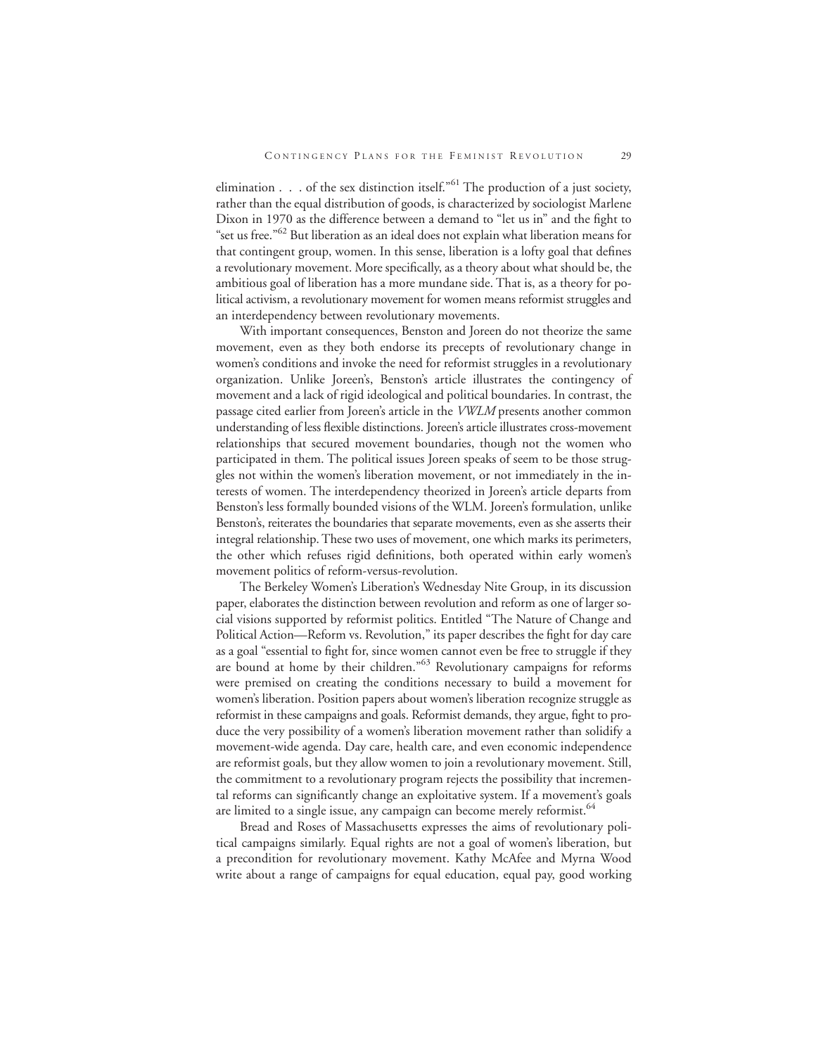elimination . . . of the sex distinction itself."[61] The production of a just society, rather than the equal distribution of goods, is characterized by sociologist Marlene Dixon in 1970 as the difference between a demand to "let us in" and the fight to "set us free."[62] But liberation as an ideal does not explain what liberation means for that contingent group, women. In this sense, liberation is a lofty goal that defines a revolutionary movement. More specifically, as a theory about what should be, the ambitious goal of liberation has a more mundane side. That is, as a theory for political activism, a revolutionary movement for women means reformist struggles and an interdependency between revolutionary movements.

With important consequences, Benston and Joreen do not theorize the same movement, even as they both endorse its precepts of revolutionary change in women's conditions and invoke the need for reformist struggles in a revolutionary organization. Unlike Joreen's, Benston's article illustrates the contingency of movement and a lack of rigid ideological and political boundaries. In contrast, the passage cited earlier from Joreen's article in the *VWLM* presents another common understanding of less flexible distinctions. Joreen's article illustrates cross-movement relationships that secured movement boundaries, though not the women who participated in them. The political issues Joreen speaks of seem to be those struggles not within the women's liberation movement, or not immediately in the interests of women. The interdependency theorized in Joreen's article departs from Benston's less formally bounded visions of the WLM. Joreen's formulation, unlike Benston's, reiterates the boundaries that separate movements, even as she asserts their integral relationship. These two uses of movement, one which marks its perimeters, the other which refuses rigid definitions, both operated within early women's movement politics of reform-versus-revolution.

The Berkeley Women's Liberation's Wednesday Nite Group, in its discussion paper, elaborates the distinction between revolution and reform as one of larger social visions supported by reformist politics. Entitled "The Nature of Change and Political Action—Reform vs. Revolution," its paper describes the fight for day care as a goal "essential to fight for, since women cannot even be free to struggle if they are bound at home by their children."[63] Revolutionary campaigns for reforms were premised on creating the conditions necessary to build a movement for women's liberation. Position papers about women's liberation recognize struggle as reformist in these campaigns and goals. Reformist demands, they argue, fight to produce the very possibility of a women's liberation movement rather than solidify a movement-wide agenda. Day care, health care, and even economic independence are reformist goals, but they allow women to join a revolutionary movement. Still, the commitment to a revolutionary program rejects the possibility that incremental reforms can significantly change an exploitative system. If a movement's goals are limited to a single issue, any campaign can become merely reformist.[64]

Bread and Roses of Massachusetts expresses the aims of revolutionary political campaigns similarly. Equal rights are not a goal of women's liberation, but a precondition for revolutionary movement. Kathy McAfee and Myrna Wood write about a range of campaigns for equal education, equal pay, good working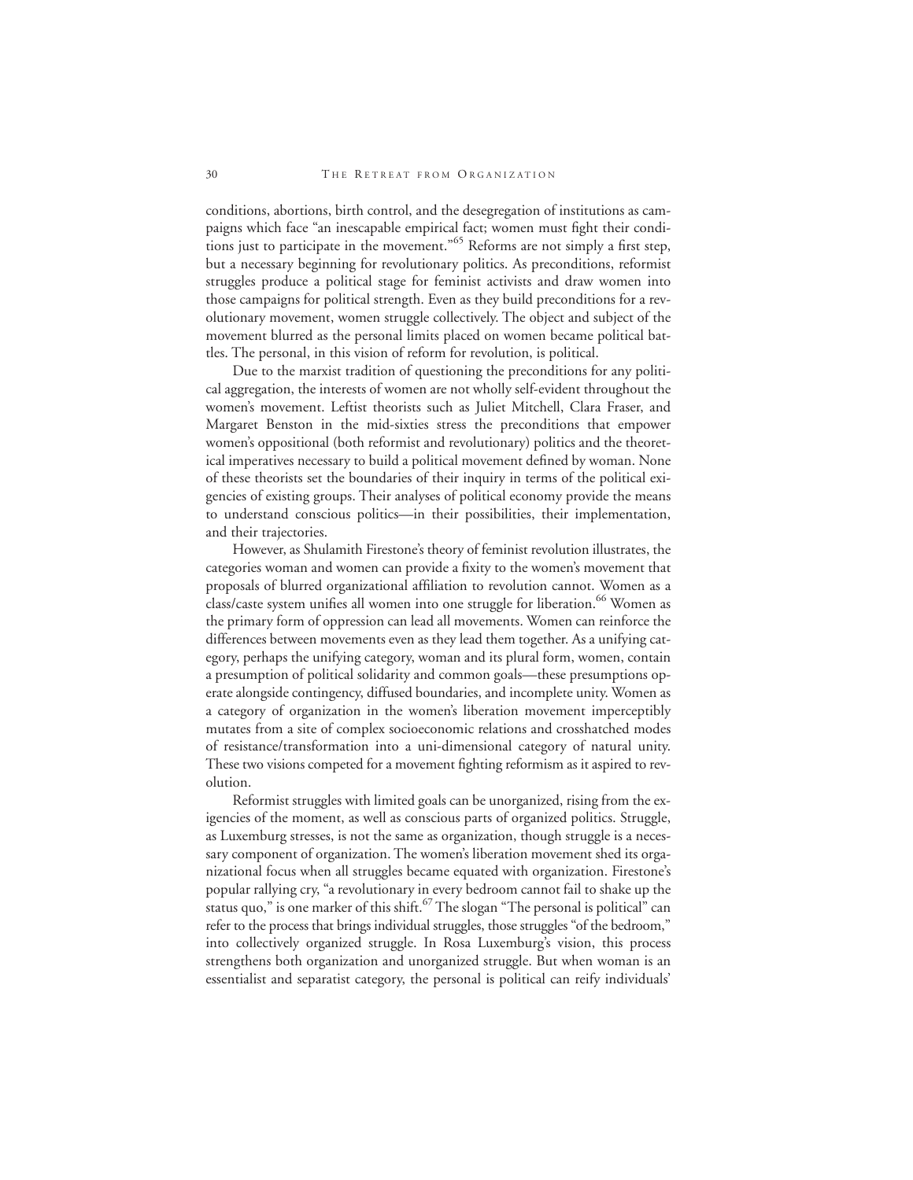conditions, abortions, birth control, and the desegregation of institutions as campaigns which face "an inescapable empirical fact; women must fight their conditions just to participate in the movement."[65] Reforms are not simply a first step, but a necessary beginning for revolutionary politics. As preconditions, reformist struggles produce a political stage for feminist activists and draw women into those campaigns for political strength. Even as they build preconditions for a revolutionary movement, women struggle collectively. The object and subject of the movement blurred as the personal limits placed on women became political battles. The personal, in this vision of reform for revolution, is political.

Due to the marxist tradition of questioning the preconditions for any political aggregation, the interests of women are not wholly self-evident throughout the women's movement. Leftist theorists such as Juliet Mitchell, Clara Fraser, and Margaret Benston in the mid-sixties stress the preconditions that empower women's oppositional (both reformist and revolutionary) politics and the theoretical imperatives necessary to build a political movement defined by woman. None of these theorists set the boundaries of their inquiry in terms of the political exigencies of existing groups. Their analyses of political economy provide the means to understand conscious politics—in their possibilities, their implementation, and their trajectories.

However, as Shulamith Firestone's theory of feminist revolution illustrates, the categories woman and women can provide a fixity to the women's movement that proposals of blurred organizational affiliation to revolution cannot. Women as a class/caste system unifies all women into one struggle for liberation.[66] Women as the primary form of oppression can lead all movements. Women can reinforce the differences between movements even as they lead them together. As a unifying category, perhaps the unifying category, woman and its plural form, women, contain a presumption of political solidarity and common goals—these presumptions operate alongside contingency, diffused boundaries, and incomplete unity. Women as a category of organization in the women's liberation movement imperceptibly mutates from a site of complex socioeconomic relations and crosshatched modes of resistance/transformation into a uni-dimensional category of natural unity. These two visions competed for a movement fighting reformism as it aspired to revolution.

Reformist struggles with limited goals can be unorganized, rising from the exigencies of the moment, as well as conscious parts of organized politics. Struggle, as Luxemburg stresses, is not the same as organization, though struggle is a necessary component of organization. The women's liberation movement shed its organizational focus when all struggles became equated with organization. Firestone's popular rallying cry, "a revolutionary in every bedroom cannot fail to shake up the status quo," is one marker of this shift.[67] The slogan "The personal is political" can refer to the process that brings individual struggles, those struggles "of the bedroom," into collectively organized struggle. In Rosa Luxemburg's vision, this process strengthens both organization and unorganized struggle. But when woman is an essentialist and separatist category, the personal is political can reify individuals'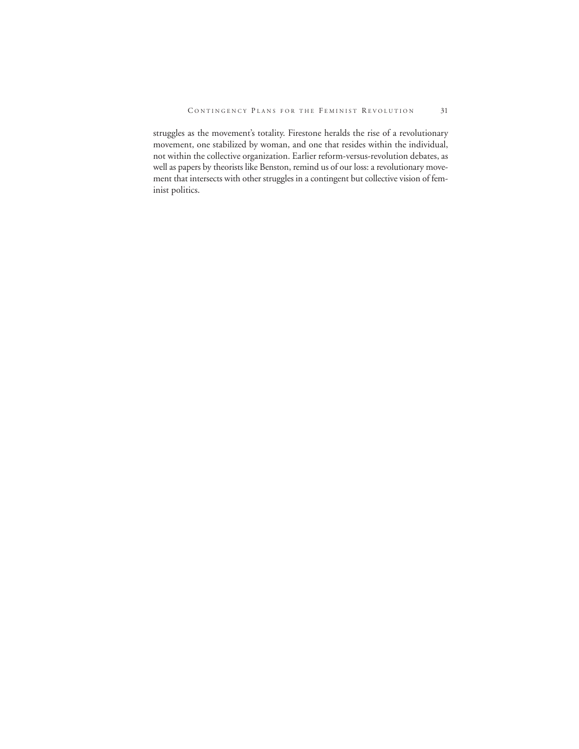struggles as the movement's totality. Firestone heralds the rise of a revolutionary movement, one stabilized by woman, and one that resides within the individual, not within the collective organization. Earlier reform-versus-revolution debates, as well as papers by theorists like Benston, remind us of our loss: a revolutionary movement that intersects with other struggles in a contingent but collective vision of feminist politics.